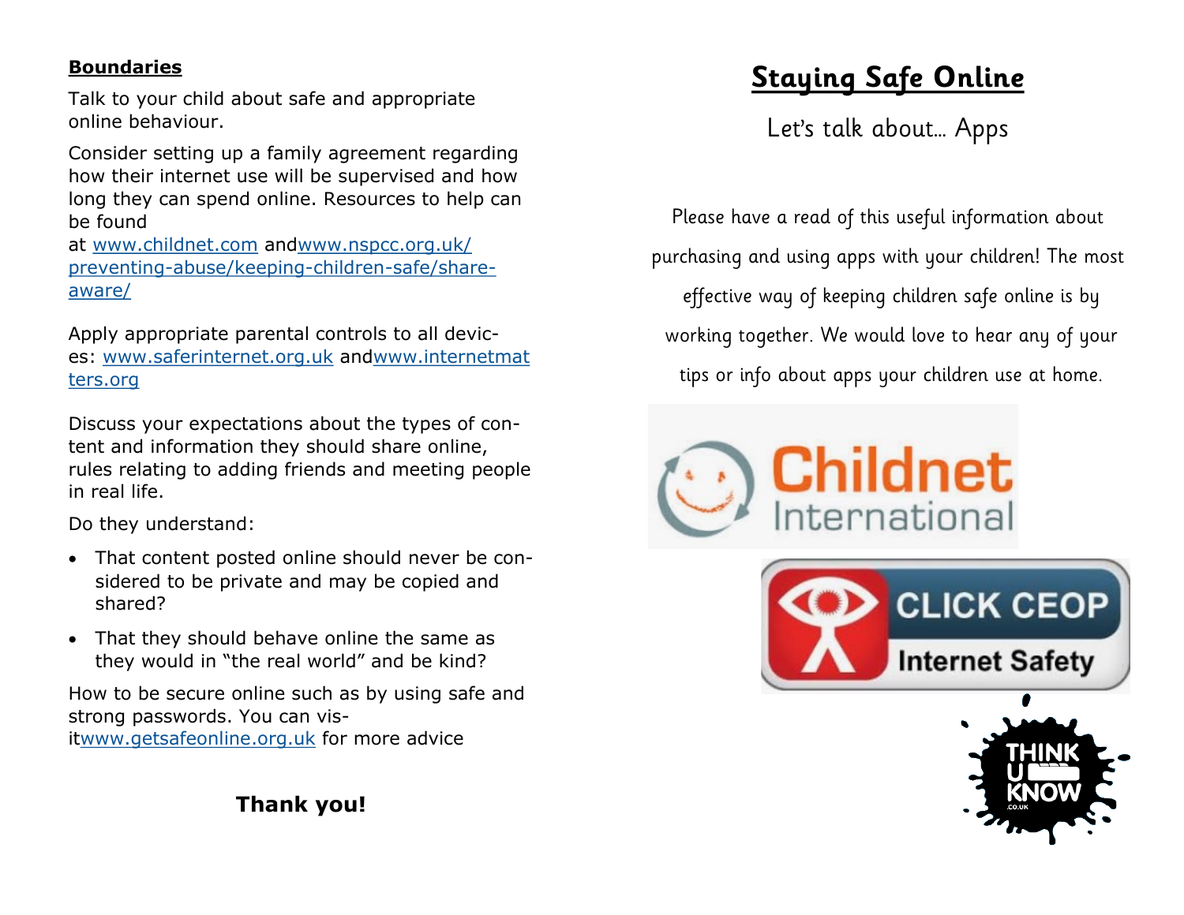**Boundaries**

Talk to your child about safe and appropriate online behaviour.

Consider setting up a family agreement regarding how their internet use will be supervised and how long they can spend online. Resources to help can be found at www.childnet.com and www.nspcc.org.uk/preventing-abuse/keeping-children-safe/share-aware/

Apply appropriate parental controls to all devices: www.saferinternet.org.uk and www.internetmatters.org

Discuss your expectations about the types of content and information they should share online, rules relating to adding friends and meeting people in real life.

Do they understand:

- That content posted online should never be considered to be private and may be copied and shared?
- That they should behave online the same as they would in "the real world" and be kind?

How to be secure online such as by using safe and strong passwords. You can visit www.getsafeonline.org.uk for more advice

**Thank you!**

# Staying Safe Online

Let's talk about… Apps

Please have a read of this useful information about purchasing and using apps with your children! The most effective way of keeping children safe online is by working together. We would love to hear any of your tips or info about apps your children use at home.

Childnet International

CLICK CEOP Internet Safety

THINK U KNOW .CO.UK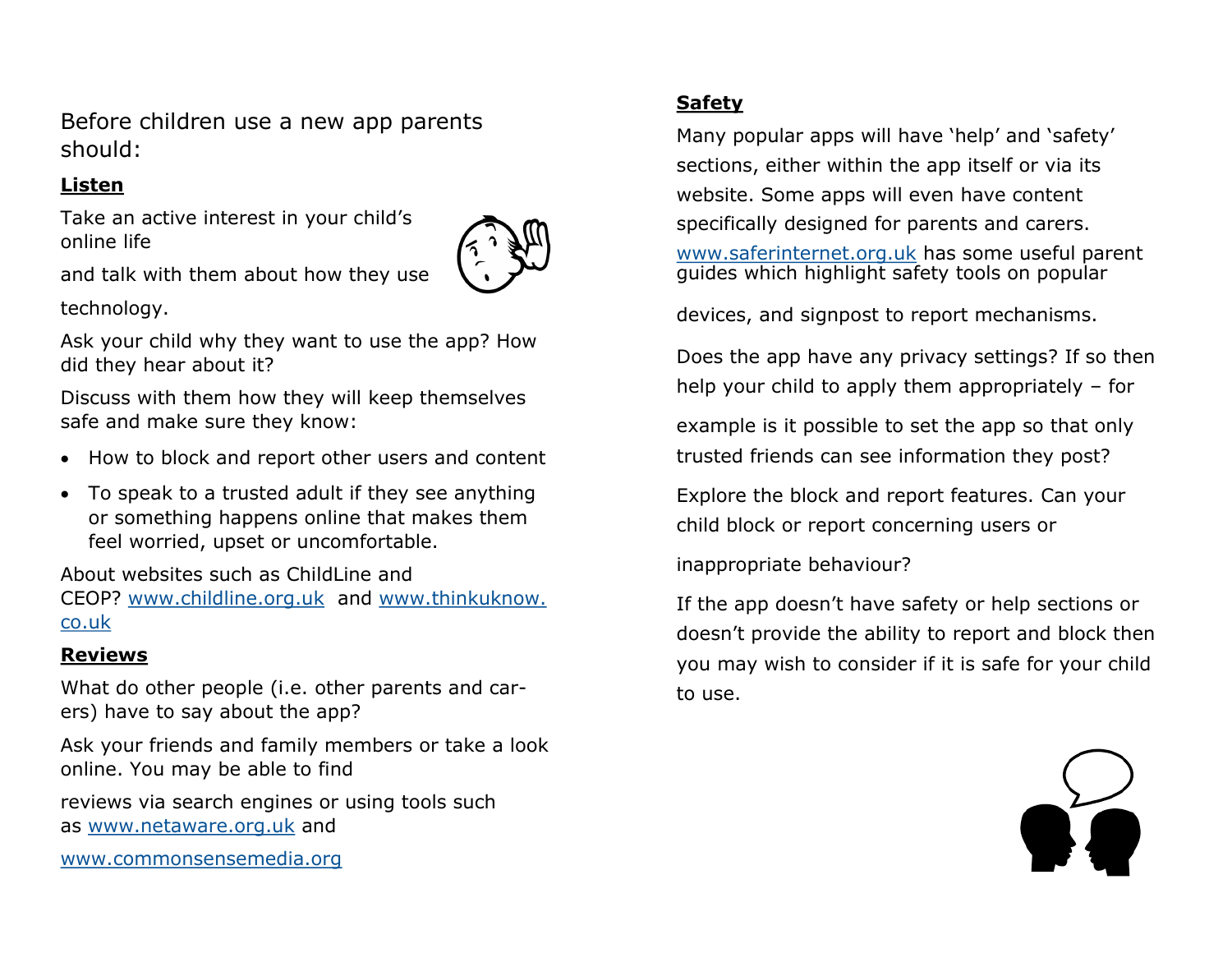Before children use a new app parents should:

## Listen

Take an active interest in your child's online life and talk with them about how they use technology.

Ask your child why they want to use the app? How did they hear about it?

Discuss with them how they will keep themselves safe and make sure they know:

- How to block and report other users and content
- To speak to a trusted adult if they see anything or something happens online that makes them feel worried, upset or uncomfortable.

About websites such as ChildLine and CEOP? www.childline.org.uk and www.thinkuknow.co.uk

## Reviews

What do other people (i.e. other parents and carers) have to say about the app?

Ask your friends and family members or take a look online. You may be able to find reviews via search engines or using tools such as www.netaware.org.uk and www.commonsensemedia.org

## Safety

Many popular apps will have 'help' and 'safety' sections, either within the app itself or via its website. Some apps will even have content specifically designed for parents and carers. www.saferinternet.org.uk has some useful parent guides which highlight safety tools on popular devices, and signpost to report mechanisms.

Does the app have any privacy settings? If so then help your child to apply them appropriately – for example is it possible to set the app so that only trusted friends can see information they post?

Explore the block and report features. Can your child block or report concerning users or inappropriate behaviour?

If the app doesn't have safety or help sections or doesn't provide the ability to report and block then you may wish to consider if it is safe for your child to use.